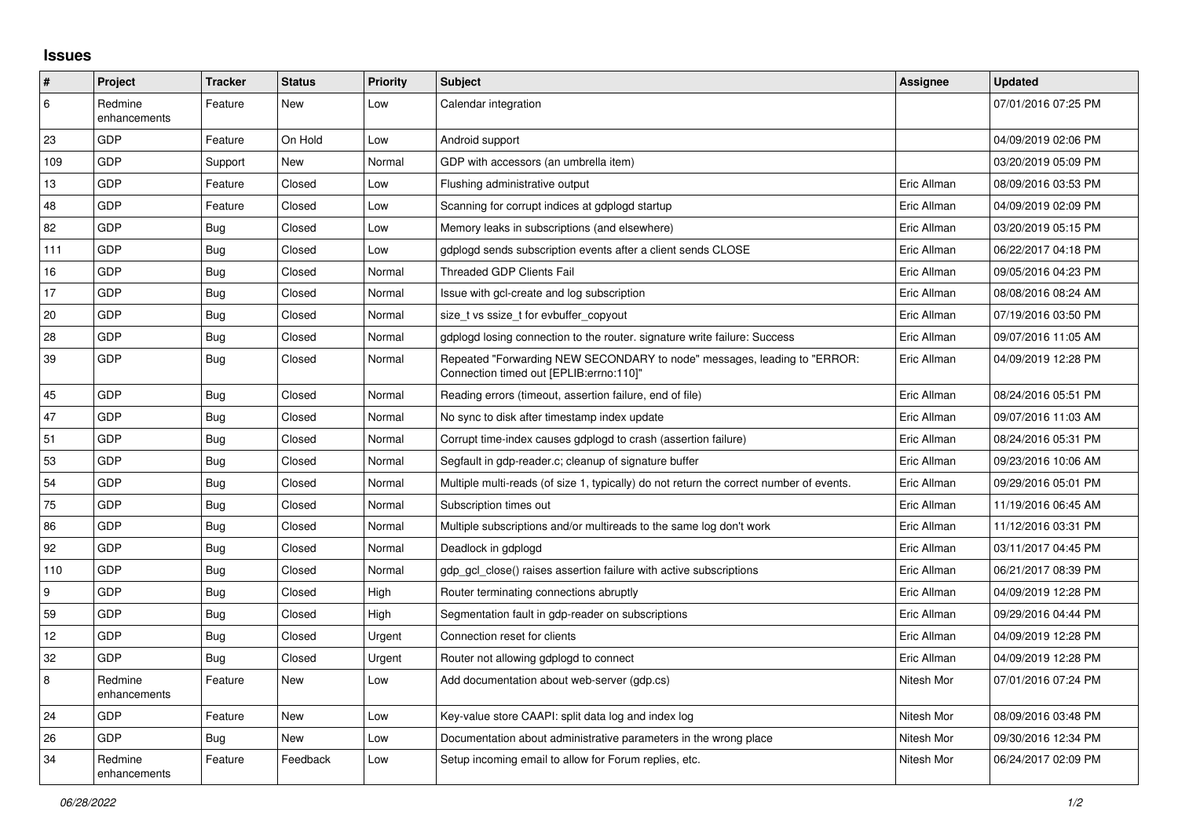## Issues

| # | Project | Tracker | Status | Priority | Subject | Assignee | Updated |
|---|---|---|---|---|---|---|---|
| 6 | Redmine enhancements | Feature | New | Low | Calendar integration | | 07/01/2016 07:25 PM |
| 23 | GDP | Feature | On Hold | Low | Android support | | 04/09/2019 02:06 PM |
| 109 | GDP | Support | New | Normal | GDP with accessors (an umbrella item) | | 03/20/2019 05:09 PM |
| 13 | GDP | Feature | Closed | Low | Flushing administrative output | Eric Allman | 08/09/2016 03:53 PM |
| 48 | GDP | Feature | Closed | Low | Scanning for corrupt indices at gdplogd startup | Eric Allman | 04/09/2019 02:09 PM |
| 82 | GDP | Bug | Closed | Low | Memory leaks in subscriptions (and elsewhere) | Eric Allman | 03/20/2019 05:15 PM |
| 111 | GDP | Bug | Closed | Low | gdplogd sends subscription events after a client sends CLOSE | Eric Allman | 06/22/2017 04:18 PM |
| 16 | GDP | Bug | Closed | Normal | Threaded GDP Clients Fail | Eric Allman | 09/05/2016 04:23 PM |
| 17 | GDP | Bug | Closed | Normal | Issue with gcl-create and log subscription | Eric Allman | 08/08/2016 08:24 AM |
| 20 | GDP | Bug | Closed | Normal | size_t vs ssize_t for evbuffer_copyout | Eric Allman | 07/19/2016 03:50 PM |
| 28 | GDP | Bug | Closed | Normal | gdplogd losing connection to the router. signature write failure: Success | Eric Allman | 09/07/2016 11:05 AM |
| 39 | GDP | Bug | Closed | Normal | Repeated "Forwarding NEW SECONDARY to node" messages, leading to "ERROR: Connection timed out [EPLIB:errno:110]" | Eric Allman | 04/09/2019 12:28 PM |
| 45 | GDP | Bug | Closed | Normal | Reading errors (timeout, assertion failure, end of file) | Eric Allman | 08/24/2016 05:51 PM |
| 47 | GDP | Bug | Closed | Normal | No sync to disk after timestamp index update | Eric Allman | 09/07/2016 11:03 AM |
| 51 | GDP | Bug | Closed | Normal | Corrupt time-index causes gdplogd to crash (assertion failure) | Eric Allman | 08/24/2016 05:31 PM |
| 53 | GDP | Bug | Closed | Normal | Segfault in gdp-reader.c; cleanup of signature buffer | Eric Allman | 09/23/2016 10:06 AM |
| 54 | GDP | Bug | Closed | Normal | Multiple multi-reads (of size 1, typically) do not return the correct number of events. | Eric Allman | 09/29/2016 05:01 PM |
| 75 | GDP | Bug | Closed | Normal | Subscription times out | Eric Allman | 11/19/2016 06:45 AM |
| 86 | GDP | Bug | Closed | Normal | Multiple subscriptions and/or multireads to the same log don't work | Eric Allman | 11/12/2016 03:31 PM |
| 92 | GDP | Bug | Closed | Normal | Deadlock in gdplogd | Eric Allman | 03/11/2017 04:45 PM |
| 110 | GDP | Bug | Closed | Normal | gdp_gcl_close() raises assertion failure with active subscriptions | Eric Allman | 06/21/2017 08:39 PM |
| 9 | GDP | Bug | Closed | High | Router terminating connections abruptly | Eric Allman | 04/09/2019 12:28 PM |
| 59 | GDP | Bug | Closed | High | Segmentation fault in gdp-reader on subscriptions | Eric Allman | 09/29/2016 04:44 PM |
| 12 | GDP | Bug | Closed | Urgent | Connection reset for clients | Eric Allman | 04/09/2019 12:28 PM |
| 32 | GDP | Bug | Closed | Urgent | Router not allowing gdplogd to connect | Eric Allman | 04/09/2019 12:28 PM |
| 8 | Redmine enhancements | Feature | New | Low | Add documentation about web-server (gdp.cs) | Nitesh Mor | 07/01/2016 07:24 PM |
| 24 | GDP | Feature | New | Low | Key-value store CAAPI: split data log and index log | Nitesh Mor | 08/09/2016 03:48 PM |
| 26 | GDP | Bug | New | Low | Documentation about administrative parameters in the wrong place | Nitesh Mor | 09/30/2016 12:34 PM |
| 34 | Redmine enhancements | Feature | Feedback | Low | Setup incoming email to allow for Forum replies, etc. | Nitesh Mor | 06/24/2017 02:09 PM |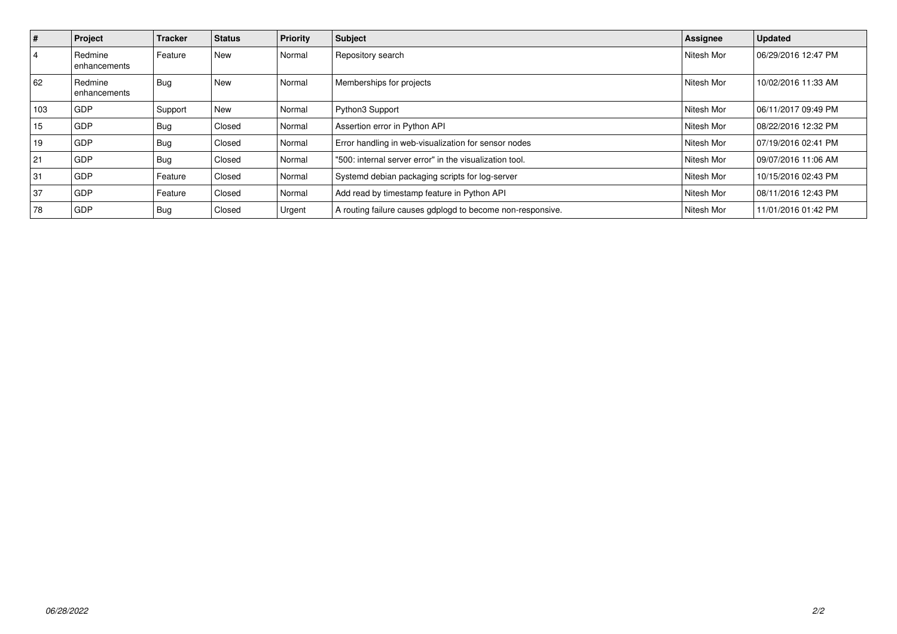| # | Project | Tracker | Status | Priority | Subject | Assignee | Updated |
|---|---|---|---|---|---|---|---|
| 4 | Redmine enhancements | Feature | New | Normal | Repository search | Nitesh Mor | 06/29/2016 12:47 PM |
| 62 | Redmine enhancements | Bug | New | Normal | Memberships for projects | Nitesh Mor | 10/02/2016 11:33 AM |
| 103 | GDP | Support | New | Normal | Python3 Support | Nitesh Mor | 06/11/2017 09:49 PM |
| 15 | GDP | Bug | Closed | Normal | Assertion error in Python API | Nitesh Mor | 08/22/2016 12:32 PM |
| 19 | GDP | Bug | Closed | Normal | Error handling in web-visualization for sensor nodes | Nitesh Mor | 07/19/2016 02:41 PM |
| 21 | GDP | Bug | Closed | Normal | "500: internal server error" in the visualization tool. | Nitesh Mor | 09/07/2016 11:06 AM |
| 31 | GDP | Feature | Closed | Normal | Systemd debian packaging scripts for log-server | Nitesh Mor | 10/15/2016 02:43 PM |
| 37 | GDP | Feature | Closed | Normal | Add read by timestamp feature in Python API | Nitesh Mor | 08/11/2016 12:43 PM |
| 78 | GDP | Bug | Closed | Urgent | A routing failure causes gdplogd to become non-responsive. | Nitesh Mor | 11/01/2016 01:42 PM |